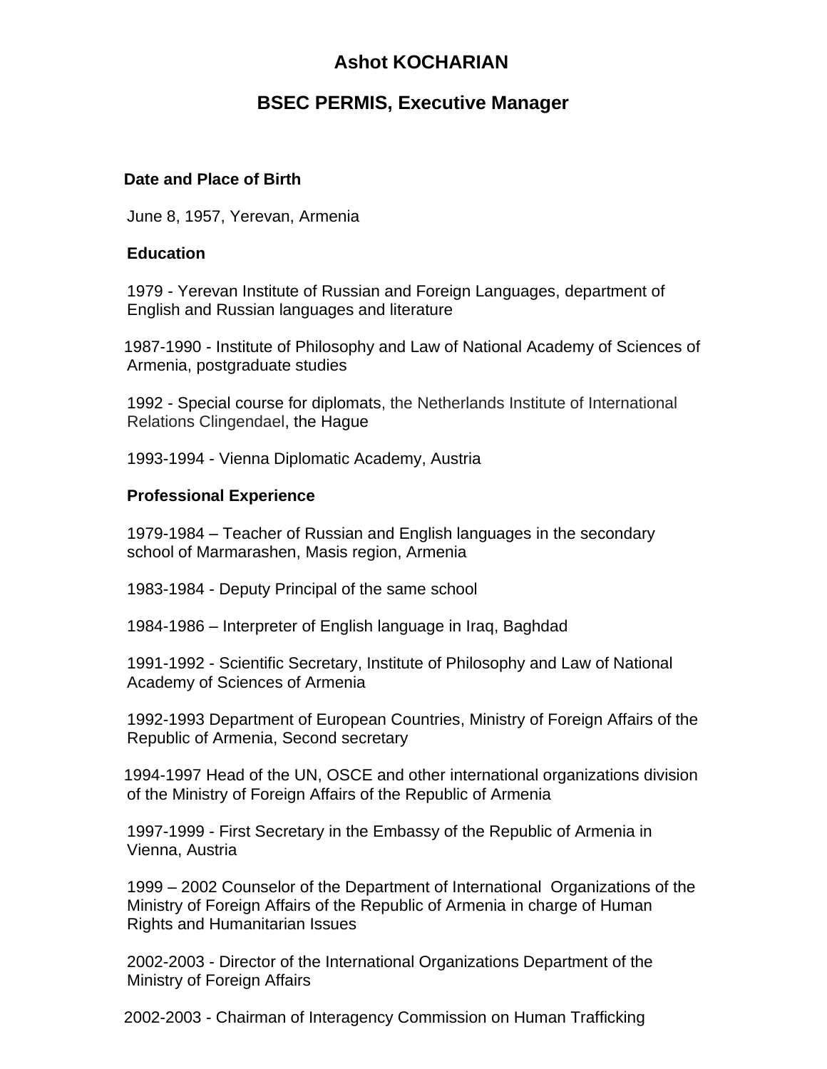# Ashot KOCHARIAN

## BSEC PERMIS, Executive Manager

### Date and Place of Birth

June 8, 1957, Yerevan, Armenia

### Education

1979 - Yerevan Institute of Russian and Foreign Languages, department of English and Russian languages and literature

1987-1990 - Institute of Philosophy and Law of National Academy of Sciences of Armenia, postgraduate studies

1992 - Special course for diplomats, the Netherlands Institute of International Relations Clingendael, the Hague

1993-1994 - Vienna Diplomatic Academy, Austria

### Professional Experience

1979-1984 – Teacher of Russian and English languages in the secondary school of Marmarashen, Masis region, Armenia

1983-1984 - Deputy Principal of the same school

1984-1986 – Interpreter of English language in Iraq, Baghdad

1991-1992 - Scientific Secretary, Institute of Philosophy and Law of National Academy of Sciences of Armenia

1992-1993 Department of European Countries, Ministry of Foreign Affairs of the Republic of Armenia, Second secretary

1994-1997 Head of the UN, OSCE and other international organizations division of the Ministry of Foreign Affairs of the Republic of Armenia

1997-1999 - First Secretary in the Embassy of the Republic of Armenia in Vienna, Austria

1999 – 2002 Counselor of the Department of International Organizations of the Ministry of Foreign Affairs of the Republic of Armenia in charge of Human Rights and Humanitarian Issues

2002-2003 - Director of the International Organizations Department of the Ministry of Foreign Affairs

2002-2003 - Chairman of Interagency Commission on Human Trafficking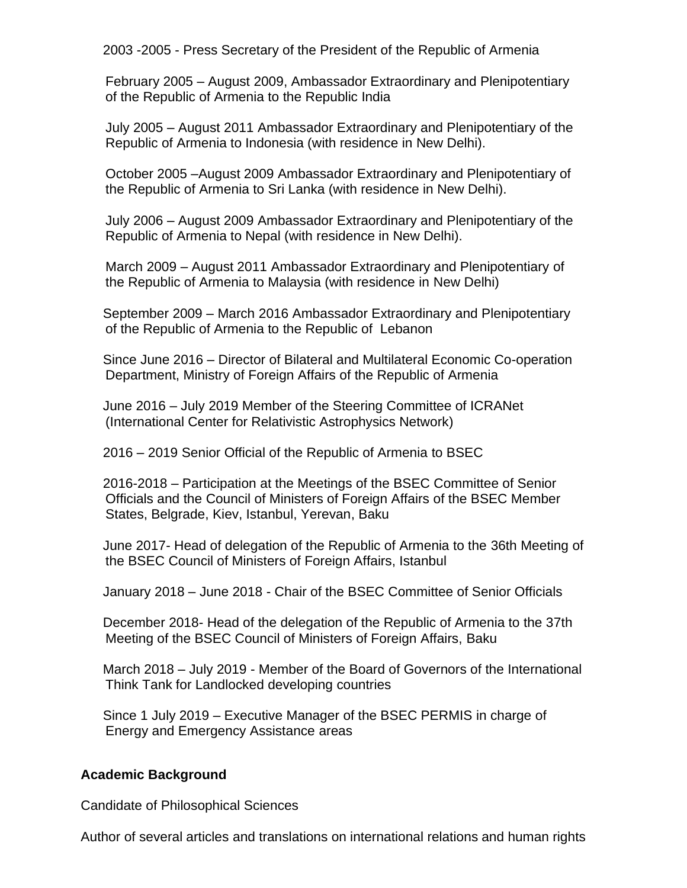2003 -2005 - Press Secretary of the President of the Republic of Armenia

February 2005 – August 2009, Ambassador Extraordinary and Plenipotentiary of the Republic of Armenia to the Republic India

July 2005 – August 2011 Ambassador Extraordinary and Plenipotentiary of the Republic of Armenia to Indonesia (with residence in New Delhi).

October 2005 –August 2009 Ambassador Extraordinary and Plenipotentiary of the Republic of Armenia to Sri Lanka (with residence in New Delhi).

July 2006 – August 2009 Ambassador Extraordinary and Plenipotentiary of the Republic of Armenia to Nepal (with residence in New Delhi).

March 2009 – August 2011 Ambassador Extraordinary and Plenipotentiary of the Republic of Armenia to Malaysia (with residence in New Delhi)

September 2009 – March 2016 Ambassador Extraordinary and Plenipotentiary of the Republic of Armenia to the Republic of Lebanon

Since June 2016 – Director of Bilateral and Multilateral Economic Co-operation Department, Ministry of Foreign Affairs of the Republic of Armenia

June 2016 – July 2019 Member of the Steering Committee of ICRANet (International Center for Relativistic Astrophysics Network)

2016 – 2019 Senior Official of the Republic of Armenia to BSEC

2016-2018 – Participation at the Meetings of the BSEC Committee of Senior Officials and the Council of Ministers of Foreign Affairs of the BSEC Member States, Belgrade, Kiev, Istanbul, Yerevan, Baku

June 2017- Head of delegation of the Republic of Armenia to the 36th Meeting of the BSEC Council of Ministers of Foreign Affairs, Istanbul

January 2018 – June 2018 - Chair of the BSEC Committee of Senior Officials

December 2018- Head of the delegation of the Republic of Armenia to the 37th Meeting of the BSEC Council of Ministers of Foreign Affairs, Baku

March 2018 – July 2019 - Member of the Board of Governors of the International Think Tank for Landlocked developing countries

Since 1 July 2019 – Executive Manager of the BSEC PERMIS in charge of Energy and Emergency Assistance areas

**Academic Background**

Candidate of Philosophical Sciences

Author of several articles and translations on international relations and human rights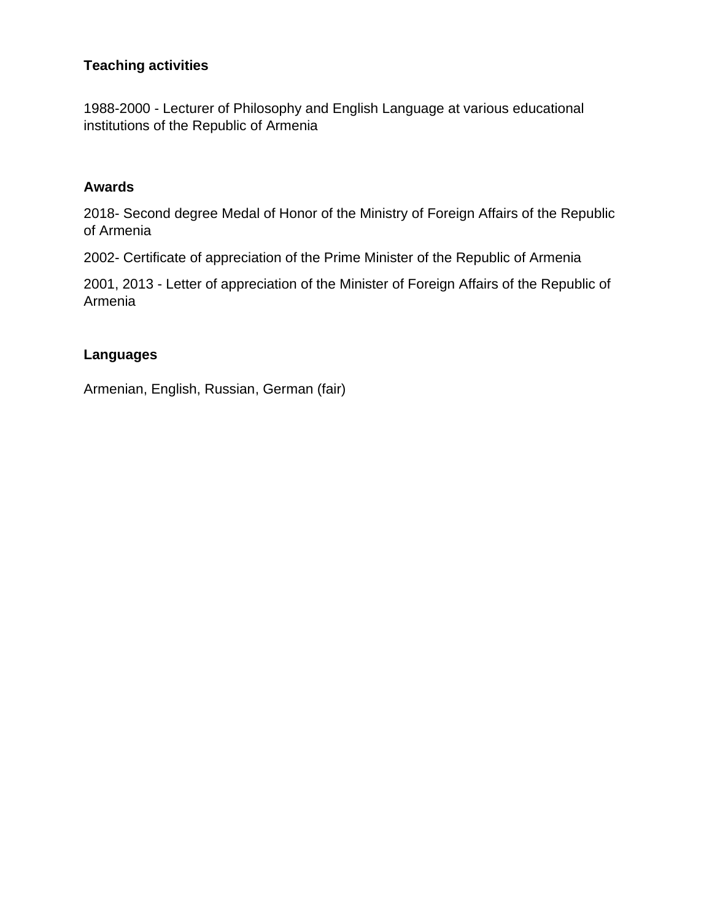**Teaching activities**

1988-2000 - Lecturer of Philosophy and English Language at various educational institutions of the Republic of Armenia

**Awards**

2018- Second degree Medal of Honor of the Ministry of Foreign Affairs of the Republic of Armenia

2002- Certificate of appreciation of the Prime Minister of the Republic of Armenia

2001, 2013 - Letter of appreciation of the Minister of Foreign Affairs of the Republic of Armenia

**Languages**

Armenian, English, Russian, German (fair)